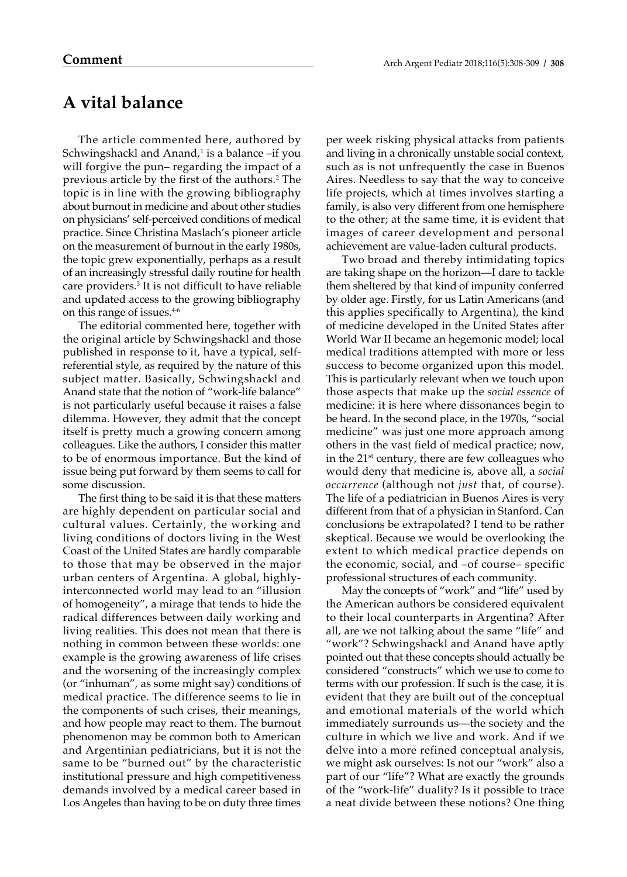**Comment**

# A vital balance

The article commented here, authored by Schwingshackl and Anand,[1] is a balance –if you will forgive the pun– regarding the impact of a previous article by the first of the authors.[2] The topic is in line with the growing bibliography about burnout in medicine and about other studies on physicians' self-perceived conditions of medical practice. Since Christina Maslach's pioneer article on the measurement of burnout in the early 1980s, the topic grew exponentially, perhaps as a result of an increasingly stressful daily routine for health care providers.[3] It is not difficult to have reliable and updated access to the growing bibliography on this range of issues.[4-6]

The editorial commented here, together with the original article by Schwingshackl and those published in response to it, have a typical, self-referential style, as required by the nature of this subject matter. Basically, Schwingshackl and Anand state that the notion of "work-life balance" is not particularly useful because it raises a false dilemma. However, they admit that the concept itself is pretty much a growing concern among colleagues. Like the authors, I consider this matter to be of enormous importance. But the kind of issue being put forward by them seems to call for some discussion.

The first thing to be said it is that these matters are highly dependent on particular social and cultural values. Certainly, the working and living conditions of doctors living in the West Coast of the United States are hardly comparable to those that may be observed in the major urban centers of Argentina. A global, highly-interconnected world may lead to an "illusion of homogeneity", a mirage that tends to hide the radical differences between daily working and living realities. This does not mean that there is nothing in common between these worlds: one example is the growing awareness of life crises and the worsening of the increasingly complex (or "inhuman", as some might say) conditions of medical practice. The difference seems to lie in the components of such crises, their meanings, and how people may react to them. The burnout phenomenon may be common both to American and Argentinian pediatricians, but it is not the same to be "burned out" by the characteristic institutional pressure and high competitiveness demands involved by a medical career based in Los Angeles than having to be on duty three times per week risking physical attacks from patients and living in a chronically unstable social context, such as is not unfrequently the case in Buenos Aires. Needless to say that the way to conceive life projects, which at times involves starting a family, is also very different from one hemisphere to the other; at the same time, it is evident that images of career development and personal achievement are value-laden cultural products.

Two broad and thereby intimidating topics are taking shape on the horizon—I dare to tackle them sheltered by that kind of impunity conferred by older age. Firstly, for us Latin Americans (and this applies specifically to Argentina), the kind of medicine developed in the United States after World War II became an hegemonic model; local medical traditions attempted with more or less success to become organized upon this model. This is particularly relevant when we touch upon those aspects that make up the *social essence* of medicine: it is here where dissonances begin to be heard. In the second place, in the 1970s, "social medicine" was just one more approach among others in the vast field of medical practice; now, in the 21st century, there are few colleagues who would deny that medicine is, above all, a *social occurrence* (although not *just* that, of course). The life of a pediatrician in Buenos Aires is very different from that of a physician in Stanford. Can conclusions be extrapolated? I tend to be rather skeptical. Because we would be overlooking the extent to which medical practice depends on the economic, social, and –of course– specific professional structures of each community.

May the concepts of "work" and "life" used by the American authors be considered equivalent to their local counterparts in Argentina? After all, are we not talking about the same "life" and "work"? Schwingshackl and Anand have aptly pointed out that these concepts should actually be considered "constructs" which we use to come to terms with our profession. If such is the case, it is evident that they are built out of the conceptual and emotional materials of the world which immediately surrounds us—the society and the culture in which we live and work. And if we delve into a more refined conceptual analysis, we might ask ourselves: Is not our "work" also a part of our "life"? What are exactly the grounds of the "work-life" duality? Is it possible to trace a neat divide between these notions? One thing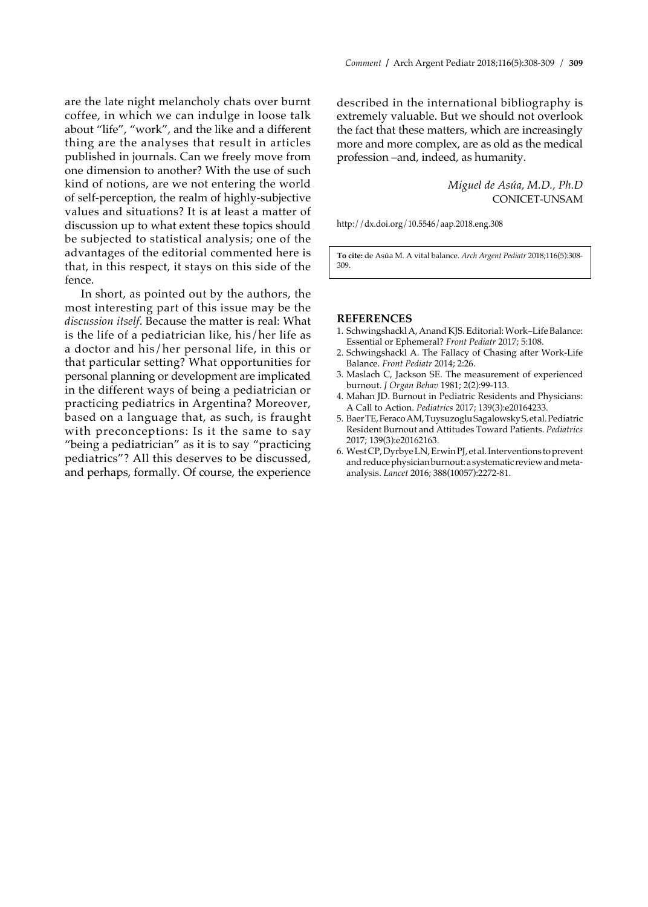are the late night melancholy chats over burnt coffee, in which we can indulge in loose talk about "life", "work", and the like and a different thing are the analyses that result in articles published in journals. Can we freely move from one dimension to another? With the use of such kind of notions, are we not entering the world of self-perception, the realm of highly-subjective values and situations? It is at least a matter of discussion up to what extent these topics should be subjected to statistical analysis; one of the advantages of the editorial commented here is that, in this respect, it stays on this side of the fence.

In short, as pointed out by the authors, the most interesting part of this issue may be the *discussion itself*. Because the matter is real: What is the life of a pediatrician like, his/her life as a doctor and his/her personal life, in this or that particular setting? What opportunities for personal planning or development are implicated in the different ways of being a pediatrician or practicing pediatrics in Argentina? Moreover, based on a language that, as such, is fraught with preconceptions: Is it the same to say "being a pediatrician" as it is to say "practicing pediatrics"? All this deserves to be discussed, and perhaps, formally. Of course, the experience described in the international bibliography is extremely valuable. But we should not overlook the fact that these matters, which are increasingly more and more complex, are as old as the medical profession –and, indeed, as humanity.

*Miguel de Asúa, M.D., Ph.D*
CONICET-UNSAM

http://dx.doi.org/10.5546/aap.2018.eng.308

**To cite:** de Asúa M. A vital balance. *Arch Argent Pediatr* 2018;116(5):308-309.

## REFERENCES

1. Schwingshackl A, Anand KJS. Editorial: Work–Life Balance: Essential or Ephemeral? *Front Pediatr* 2017; 5:108.
2. Schwingshackl A. The Fallacy of Chasing after Work-Life Balance. *Front Pediatr* 2014; 2:26.
3. Maslach C, Jackson SE. The measurement of experienced burnout. *J Organ Behav* 1981; 2(2):99-113.
4. Mahan JD. Burnout in Pediatric Residents and Physicians: A Call to Action. *Pediatrics* 2017; 139(3):e20164233.
5. Baer TE, Feraco AM, Tuysuzoglu Sagalowsky S, et al. Pediatric Resident Burnout and Attitudes Toward Patients. *Pediatrics* 2017; 139(3):e20162163.
6. West CP, Dyrbye LN, Erwin PJ, et al. Interventions to prevent and reduce physician burnout: a systematic review and meta-analysis. *Lancet* 2016; 388(10057):2272-81.